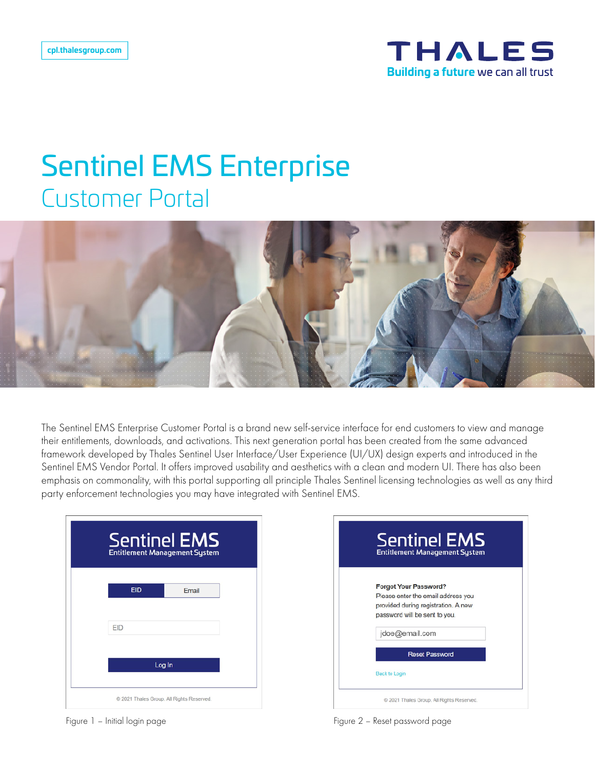cpl.thalesgroup.com

THALES
Building a future we can all trust

# Sentinel EMS Enterprise

## Customer Portal

The Sentinel EMS Enterprise Customer Portal is a brand new self-service interface for end customers to view and manage their entitlements, downloads, and activations. This next generation portal has been created from the same advanced framework developed by Thales Sentinel User Interface/User Experience (UI/UX) design experts and introduced in the Sentinel EMS Vendor Portal. It offers improved usability and aesthetics with a clean and modern UI. There has also been emphasis on commonality, with this portal supporting all principle Thales Sentinel licensing technologies as well as any third party enforcement technologies you may have integrated with Sentinel EMS.

Figure 1 – Initial login page

Figure 2 – Reset password page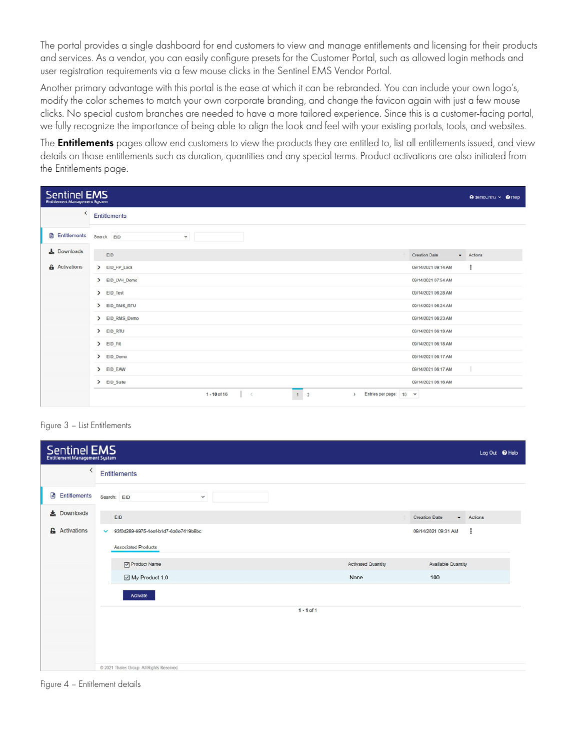The portal provides a single dashboard for end customers to view and manage entitlements and licensing for their products and services. As a vendor, you can easily configure presets for the Customer Portal, such as allowed login methods and user registration requirements via a few mouse clicks in the Sentinel EMS Vendor Portal.

Another primary advantage with this portal is the ease at which it can be rebranded. You can include your own logo's, modify the color schemes to match your own corporate branding, and change the favicon again with just a few mouse clicks. No special custom branches are needed to have a more tailored experience. Since this is a customer-facing portal, we fully recognize the importance of being able to align the look and feel with your existing portals, tools, and websites.

The **Entitlements** pages allow end customers to view the products they are entitled to, list all entitlements issued, and view details on those entitlements such as duration, quantities and any special terms. Product activations are also initiated from the Entitlements page.

Figure 3 – List Entitlements

Figure 4 – Entitlement details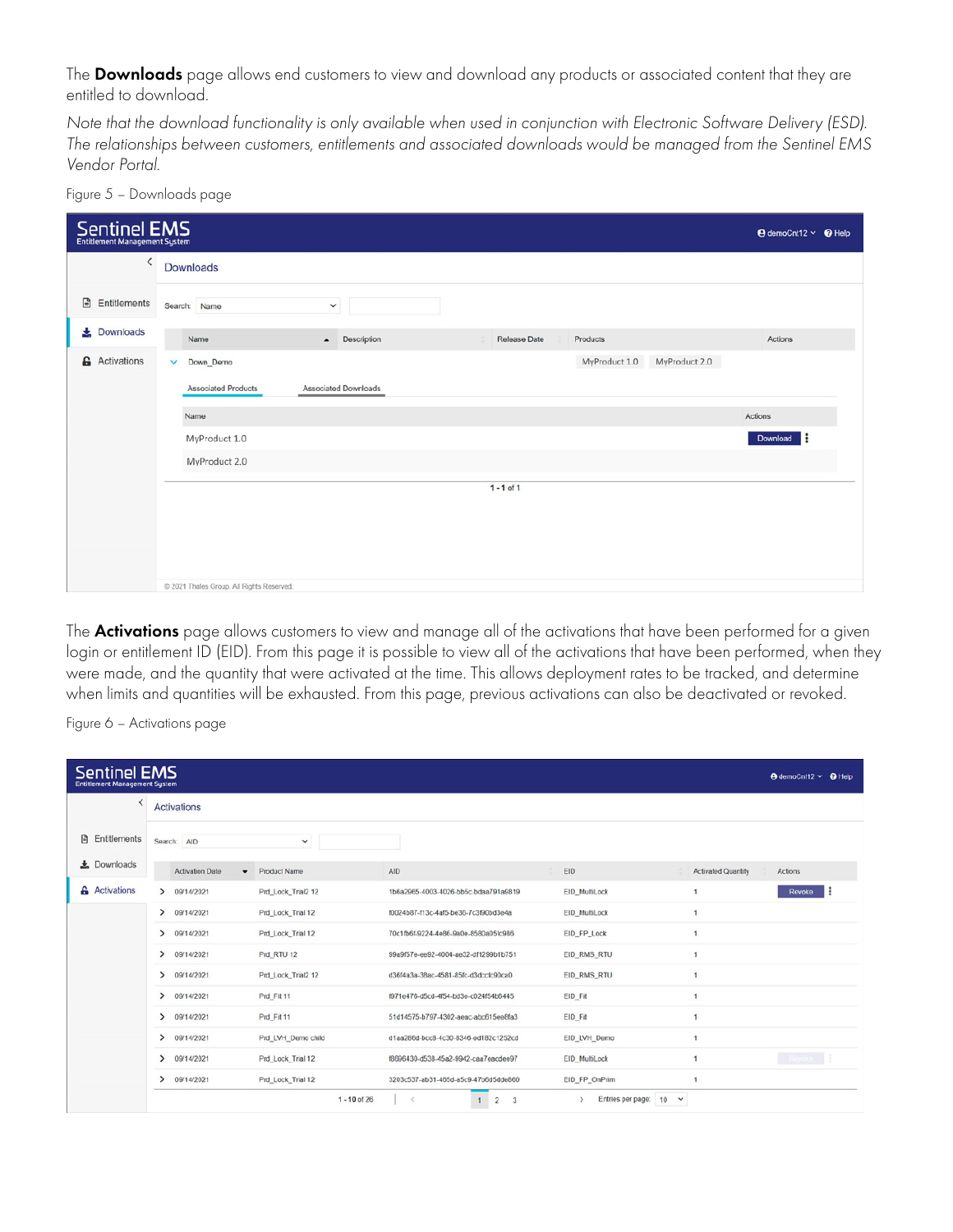The **Downloads** page allows end customers to view and download any products or associated content that they are entitled to download.

*Note that the download functionality is only available when used in conjunction with Electronic Software Delivery (ESD). The relationships between customers, entitlements and associated downloads would be managed from the Sentinel EMS Vendor Portal.*

Figure 5 – Downloads page

The **Activations** page allows customers to view and manage all of the activations that have been performed for a given login or entitlement ID (EID). From this page it is possible to view all of the activations that have been performed, when they were made, and the quantity that were activated at the time. This allows deployment rates to be tracked, and determine when limits and quantities will be exhausted. From this page, previous activations can also be deactivated or revoked.

Figure 6 – Activations page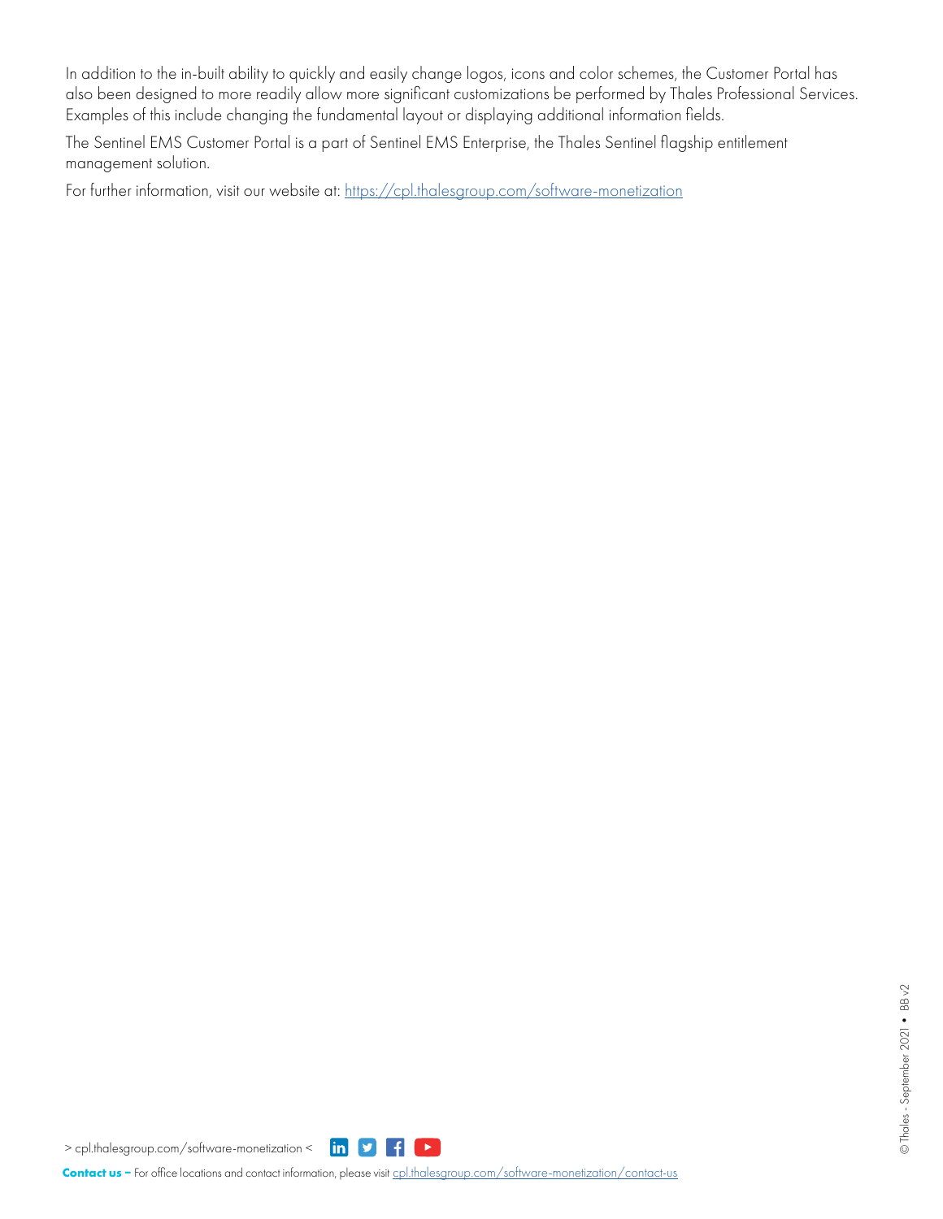In addition to the in-built ability to quickly and easily change logos, icons and color schemes, the Customer Portal has also been designed to more readily allow more significant customizations be performed by Thales Professional Services. Examples of this include changing the fundamental layout or displaying additional information fields.

The Sentinel EMS Customer Portal is a part of Sentinel EMS Enterprise, the Thales Sentinel flagship entitlement management solution.

For further information, visit our website at: [https://cpl.thalesgroup.com/software-monetization](https://cpl.thalesgroup.com/software-monetization)

> cpl.thalesgroup.com/software-monetization <

**Contact us –** For office locations and contact information, please visit [cpl.thalesgroup.com/software-monetization/contact-us](https://cpl.thalesgroup.com/software-monetization/contact-us)

© Thales - September 2021 • BB v2